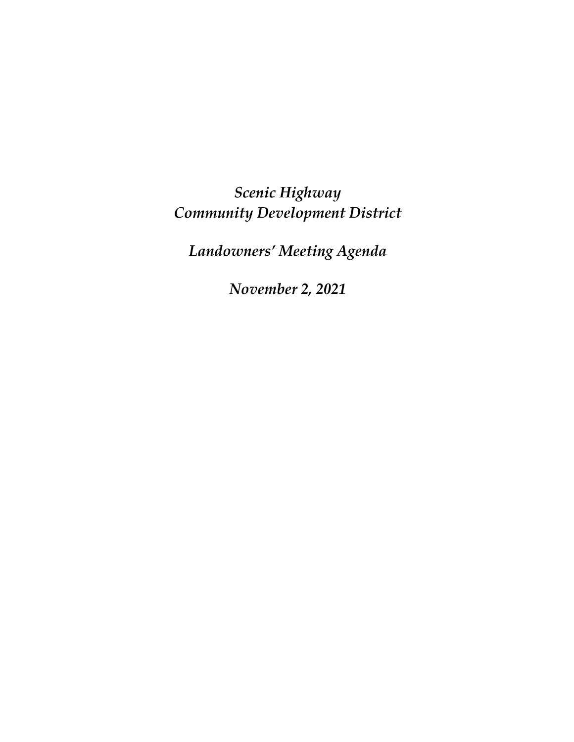# *Scenic Highway Community Development District*

## *Landowners' Meeting Agenda*

### *November 2, 2021*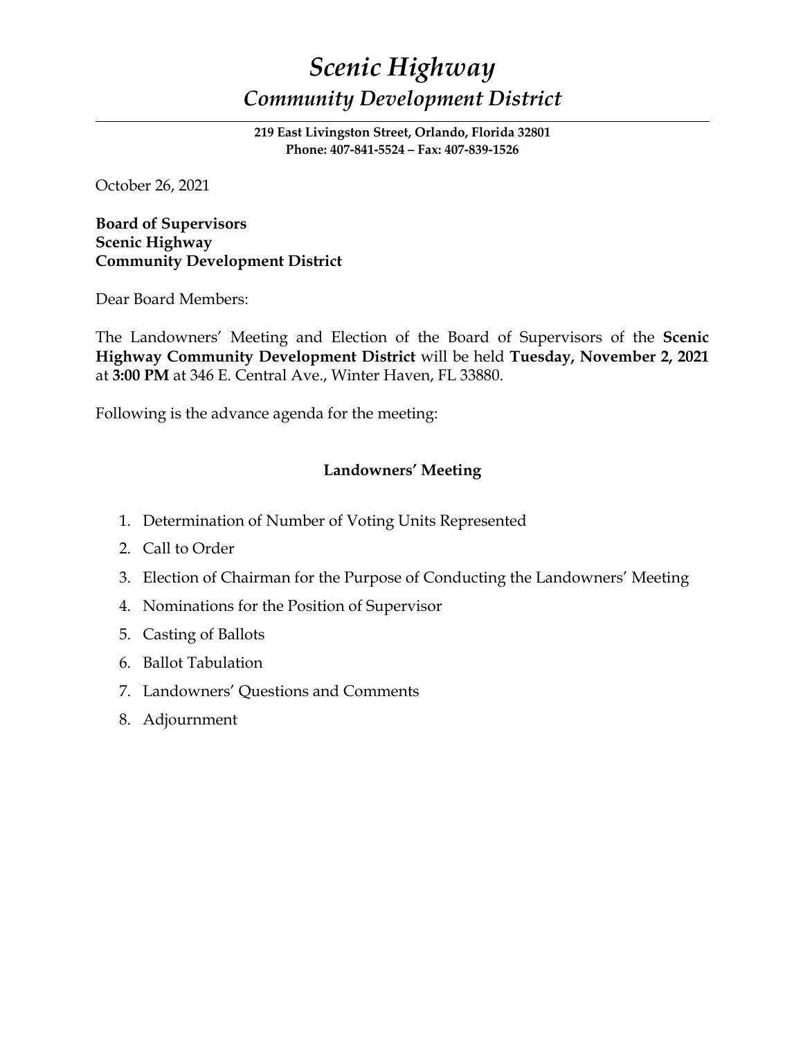# *Scenic Highway*
## *Community Development District*

---

**219 East Livingston Street, Orlando, Florida 32801**
**Phone: 407-841-5524 – Fax: 407-839-1526**

October 26, 2021

**Board of Supervisors**
**Scenic Highway**
**Community Development District**

Dear Board Members:

The Landowners' Meeting and Election of the Board of Supervisors of the **Scenic Highway Community Development District** will be held **Tuesday, November 2, 2021** at **3:00 PM** at 346 E. Central Ave., Winter Haven, FL 33880.

Following is the advance agenda for the meeting:

### Landowners' Meeting

1. Determination of Number of Voting Units Represented
2. Call to Order
3. Election of Chairman for the Purpose of Conducting the Landowners' Meeting
4. Nominations for the Position of Supervisor
5. Casting of Ballots
6. Ballot Tabulation
7. Landowners' Questions and Comments
8. Adjournment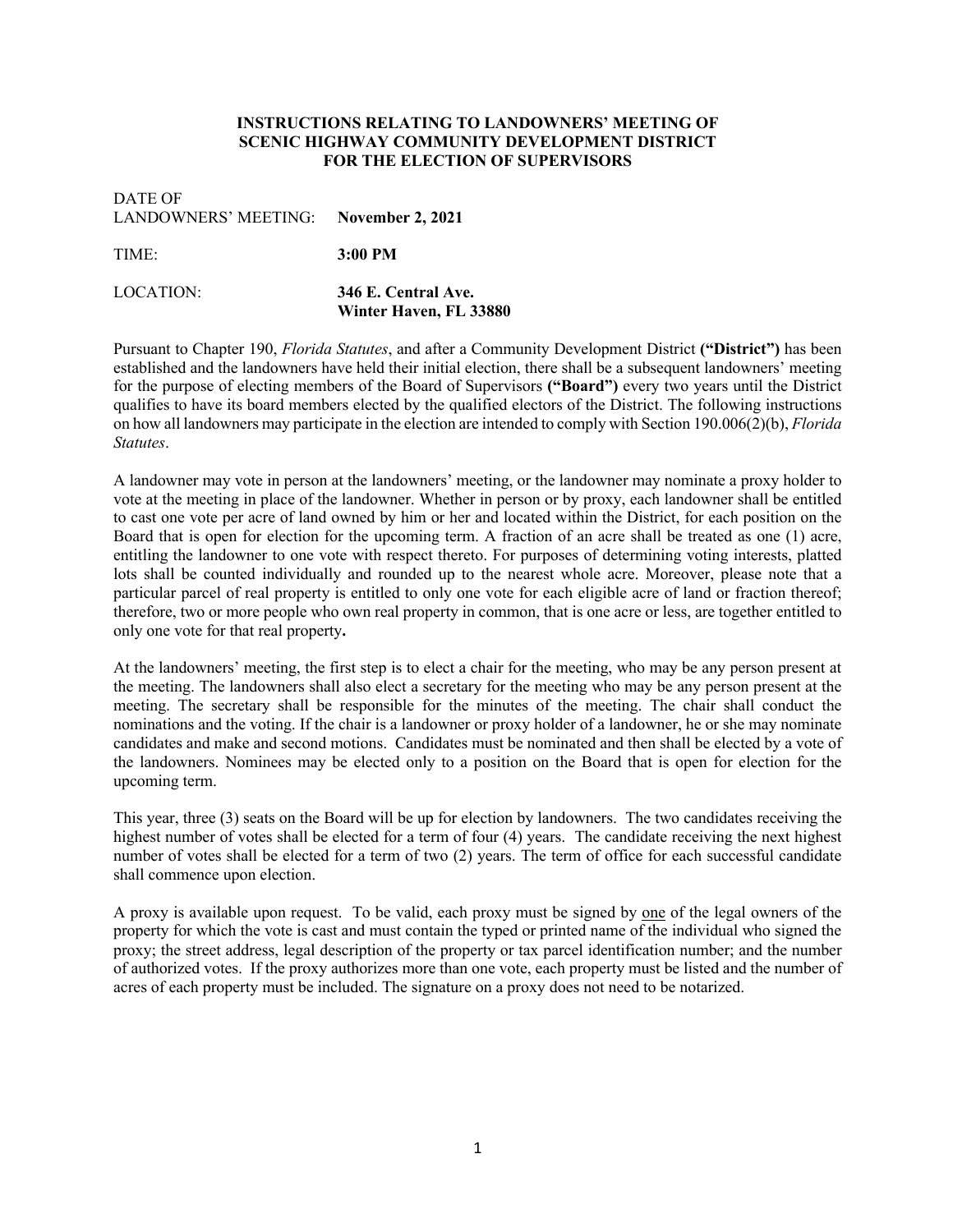**INSTRUCTIONS RELATING TO LANDOWNERS' MEETING OF SCENIC HIGHWAY COMMUNITY DEVELOPMENT DISTRICT FOR THE ELECTION OF SUPERVISORS**

DATE OF LANDOWNERS' MEETING: **November 2, 2021**

TIME: **3:00 PM**

LOCATION: **346 E. Central Ave. Winter Haven, FL 33880**

Pursuant to Chapter 190, *Florida Statutes*, and after a Community Development District **("District")** has been established and the landowners have held their initial election, there shall be a subsequent landowners' meeting for the purpose of electing members of the Board of Supervisors **("Board")** every two years until the District qualifies to have its board members elected by the qualified electors of the District. The following instructions on how all landowners may participate in the election are intended to comply with Section 190.006(2)(b), *Florida Statutes*.

A landowner may vote in person at the landowners' meeting, or the landowner may nominate a proxy holder to vote at the meeting in place of the landowner. Whether in person or by proxy, each landowner shall be entitled to cast one vote per acre of land owned by him or her and located within the District, for each position on the Board that is open for election for the upcoming term. A fraction of an acre shall be treated as one (1) acre, entitling the landowner to one vote with respect thereto. For purposes of determining voting interests, platted lots shall be counted individually and rounded up to the nearest whole acre. Moreover, please note that a particular parcel of real property is entitled to only one vote for each eligible acre of land or fraction thereof; therefore, two or more people who own real property in common, that is one acre or less, are together entitled to only one vote for that real property**.**

At the landowners' meeting, the first step is to elect a chair for the meeting, who may be any person present at the meeting. The landowners shall also elect a secretary for the meeting who may be any person present at the meeting. The secretary shall be responsible for the minutes of the meeting. The chair shall conduct the nominations and the voting. If the chair is a landowner or proxy holder of a landowner, he or she may nominate candidates and make and second motions. Candidates must be nominated and then shall be elected by a vote of the landowners. Nominees may be elected only to a position on the Board that is open for election for the upcoming term.

This year, three (3) seats on the Board will be up for election by landowners. The two candidates receiving the highest number of votes shall be elected for a term of four (4) years. The candidate receiving the next highest number of votes shall be elected for a term of two (2) years. The term of office for each successful candidate shall commence upon election.

A proxy is available upon request. To be valid, each proxy must be signed by <u>one</u> of the legal owners of the property for which the vote is cast and must contain the typed or printed name of the individual who signed the proxy; the street address, legal description of the property or tax parcel identification number; and the number of authorized votes. If the proxy authorizes more than one vote, each property must be listed and the number of acres of each property must be included. The signature on a proxy does not need to be notarized.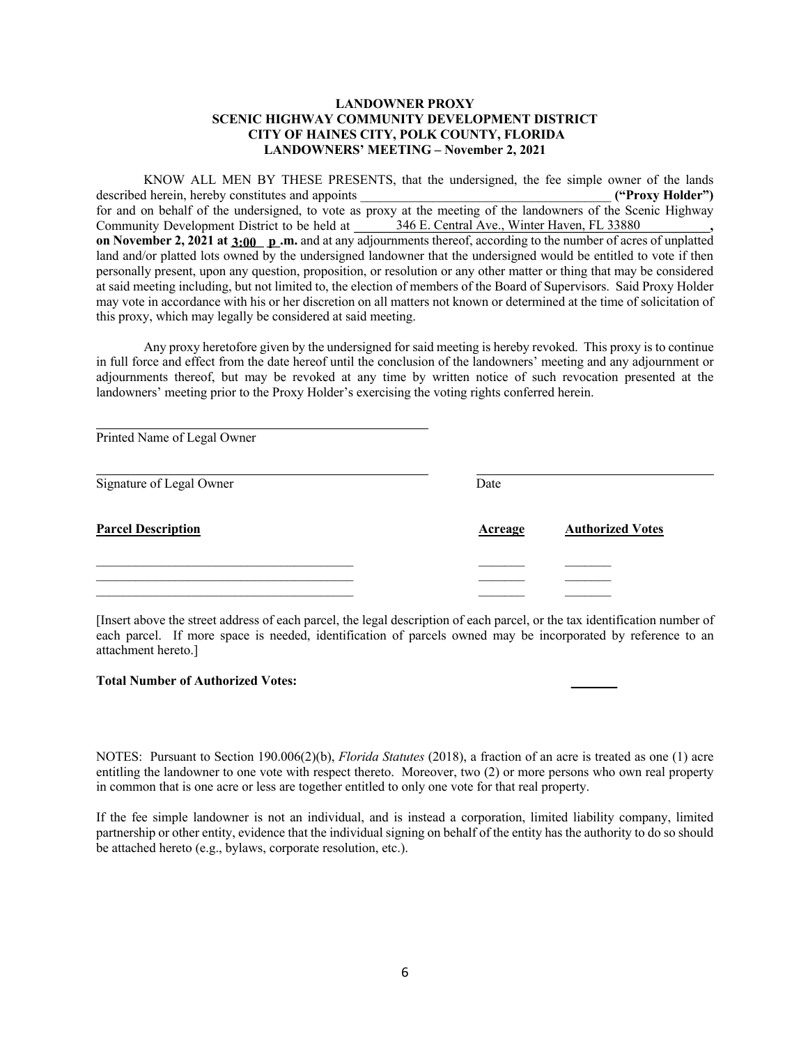**LANDOWNER PROXY**
**SCENIC HIGHWAY COMMUNITY DEVELOPMENT DISTRICT**
**CITY OF HAINES CITY, POLK COUNTY, FLORIDA**
**LANDOWNERS' MEETING – November 2, 2021**

KNOW ALL MEN BY THESE PRESENTS, that the undersigned, the fee simple owner of the lands described herein, hereby constitutes and appoints ______________________________________ **("Proxy Holder")** for and on behalf of the undersigned, to vote as proxy at the meeting of the landowners of the Scenic Highway Community Development District to be held at 346 E. Central Ave., Winter Haven, FL 33880, **on November 2, 2021 at 3:00 p.m.** and at any adjournments thereof, according to the number of acres of unplatted land and/or platted lots owned by the undersigned landowner that the undersigned would be entitled to vote if then personally present, upon any question, proposition, or resolution or any other matter or thing that may be considered at said meeting including, but not limited to, the election of members of the Board of Supervisors. Said Proxy Holder may vote in accordance with his or her discretion on all matters not known or determined at the time of solicitation of this proxy, which may legally be considered at said meeting.

Any proxy heretofore given by the undersigned for said meeting is hereby revoked. This proxy is to continue in full force and effect from the date hereof until the conclusion of the landowners' meeting and any adjournment or adjournments thereof, but may be revoked at any time by written notice of such revocation presented at the landowners' meeting prior to the Proxy Holder's exercising the voting rights conferred herein.

______________________________________
Printed Name of Legal Owner

______________________________________ ______________________________
Signature of Legal Owner Date

| **Parcel Description** | **Acreage** | **Authorized Votes** |
|---|---|---|
| ______________________________ | _______ | _______ |
| ______________________________ | _______ | _______ |
| ______________________________ | _______ | _______ |

[Insert above the street address of each parcel, the legal description of each parcel, or the tax identification number of each parcel. If more space is needed, identification of parcels owned may be incorporated by reference to an attachment hereto.]

**Total Number of Authorized Votes:** _______

NOTES: Pursuant to Section 190.006(2)(b), *Florida Statutes* (2018), a fraction of an acre is treated as one (1) acre entitling the landowner to one vote with respect thereto. Moreover, two (2) or more persons who own real property in common that is one acre or less are together entitled to only one vote for that real property.

If the fee simple landowner is not an individual, and is instead a corporation, limited liability company, limited partnership or other entity, evidence that the individual signing on behalf of the entity has the authority to do so should be attached hereto (e.g., bylaws, corporate resolution, etc.).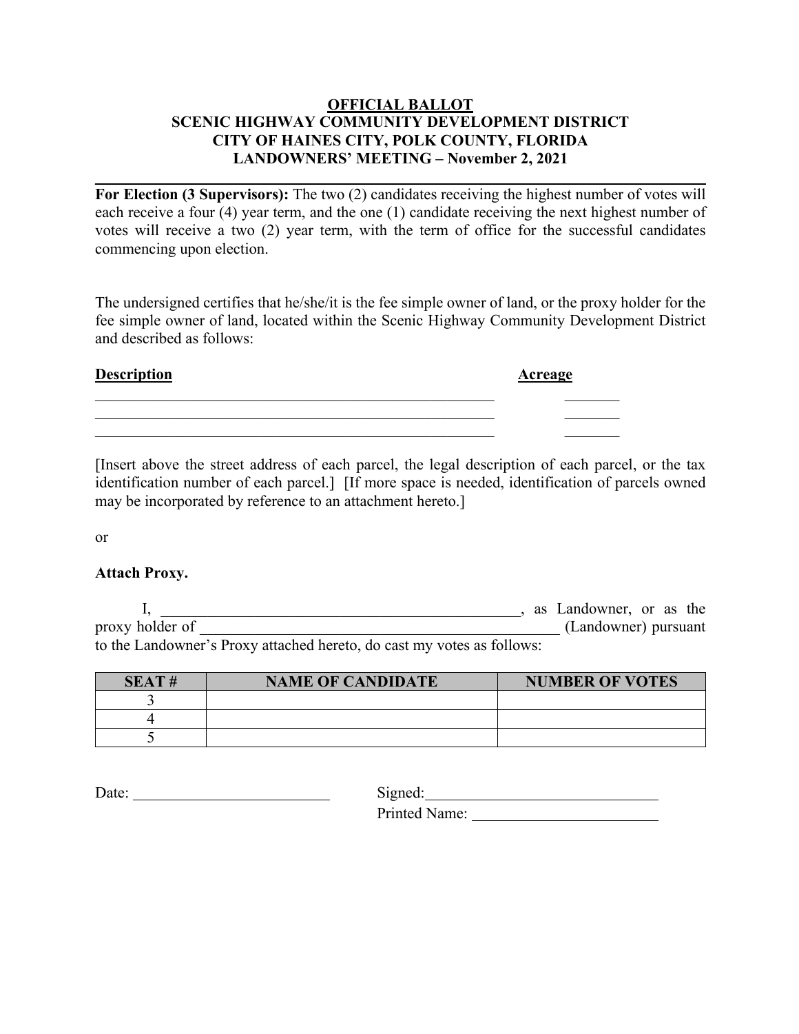**OFFICIAL BALLOT**
**SCENIC HIGHWAY COMMUNITY DEVELOPMENT DISTRICT**
**CITY OF HAINES CITY, POLK COUNTY, FLORIDA**
**LANDOWNERS' MEETING – November 2, 2021**

---

**For Election (3 Supervisors):** The two (2) candidates receiving the highest number of votes will each receive a four (4) year term, and the one (1) candidate receiving the next highest number of votes will receive a two (2) year term, with the term of office for the successful candidates commencing upon election.

The undersigned certifies that he/she/it is the fee simple owner of land, or the proxy holder for the fee simple owner of land, located within the Scenic Highway Community Development District and described as follows:

**Description** **Acreage**

_______________________________________________________ _______
_______________________________________________________ _______
_______________________________________________________ _______

[Insert above the street address of each parcel, the legal description of each parcel, or the tax identification number of each parcel.] [If more space is needed, identification of parcels owned may be incorporated by reference to an attachment hereto.]

or

**Attach Proxy.**

I, ________________________________________________, as Landowner, or as the proxy holder of ________________________________________________ (Landowner) pursuant to the Landowner's Proxy attached hereto, do cast my votes as follows:

| SEAT # | NAME OF CANDIDATE | NUMBER OF VOTES |
|---|---|---|
| 3 | | |
| 4 | | |
| 5 | | |

Date: _________________________ Signed: ______________________________
Printed Name: ________________________